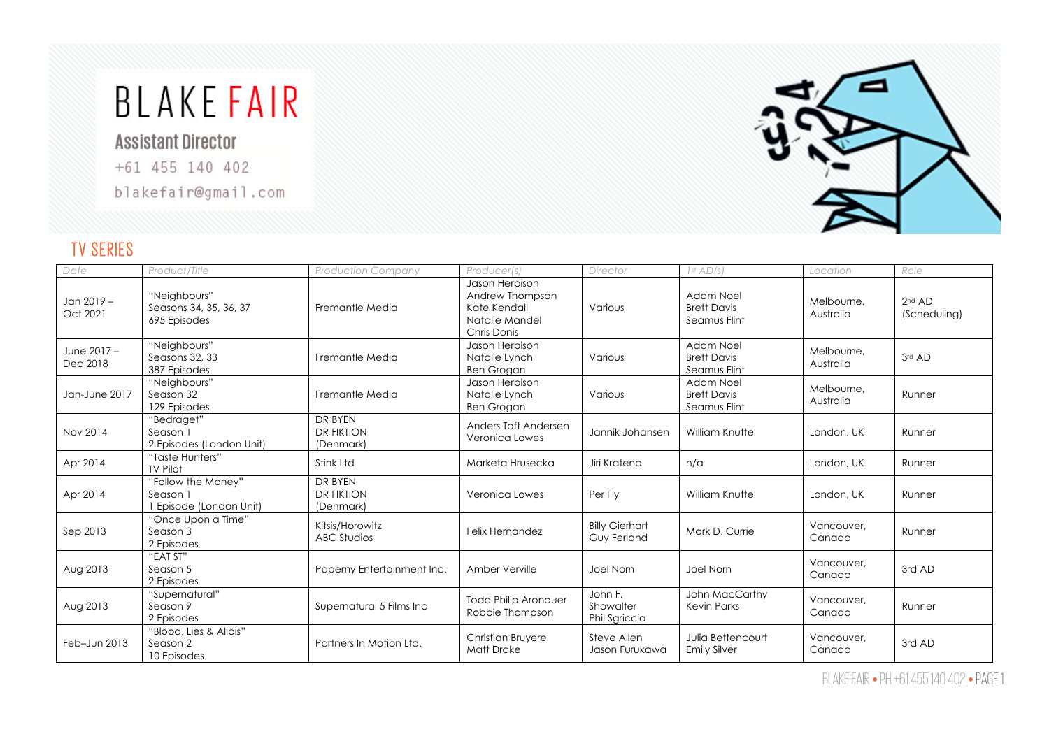# BLAKE FAIR

**Assistant Director**

+61 455 140 402

blakefair@gmail.com

## TV SERIES

| Date | Product/Title | Production Company | Producer(s) | Director | 1st AD(s) | Location | Role |
|---|---|---|---|---|---|---|---|
| Jan 2019 – Oct 2021 | "Neighbours" Seasons 34, 35, 36, 37 695 Episodes | Fremantle Media | Jason Herbison Andrew Thompson Kate Kendall Natalie Mandel Chris Donis | Various | Adam Noel Brett Davis Seamus Flint | Melbourne, Australia | 2nd AD (Scheduling) |
| June 2017 – Dec 2018 | "Neighbours" Seasons 32, 33 387 Episodes | Fremantle Media | Jason Herbison Natalie Lynch Ben Grogan | Various | Adam Noel Brett Davis Seamus Flint | Melbourne, Australia | 3rd AD |
| Jan-June 2017 | "Neighbours" Season 32 129 Episodes | Fremantle Media | Jason Herbison Natalie Lynch Ben Grogan | Various | Adam Noel Brett Davis Seamus Flint | Melbourne, Australia | Runner |
| Nov 2014 | "Bedraget" Season 1 2 Episodes (London Unit) | DR BYEN DR FIKTION (Denmark) | Anders Toft Andersen Veronica Lowes | Jannik Johansen | William Knuttel | London, UK | Runner |
| Apr 2014 | "Taste Hunters" TV Pilot | Stink Ltd | Marketa Hrusecka | Jiri Kratena | n/a | London, UK | Runner |
| Apr 2014 | "Follow the Money" Season 1 1 Episode (London Unit) | DR BYEN DR FIKTION (Denmark) | Veronica Lowes | Per Fly | William Knuttel | London, UK | Runner |
| Sep 2013 | "Once Upon a Time" Season 3 2 Episodes | Kitsis/Horowitz ABC Studios | Felix Hernandez | Billy Gierhart Guy Ferland | Mark D. Currie | Vancouver, Canada | Runner |
| Aug 2013 | "EAT ST" Season 5 2 Episodes | Paperny Entertainment Inc. | Amber Verville | Joel Norn | Joel Norn | Vancouver, Canada | 3rd AD |
| Aug 2013 | "Supernatural" Season 9 2 Episodes | Supernatural 5 Films Inc | Todd Philip Aronauer Robbie Thompson | John F. Showalter Phil Sgriccia | John MacCarthy Kevin Parks | Vancouver, Canada | Runner |
| Feb–Jun 2013 | "Blood, Lies & Alibis" Season 2 10 Episodes | Partners In Motion Ltd. | Christian Bruyere Matt Drake | Steve Allen Jason Furukawa | Julia Bettencourt Emily Silver | Vancouver, Canada | 3rd AD |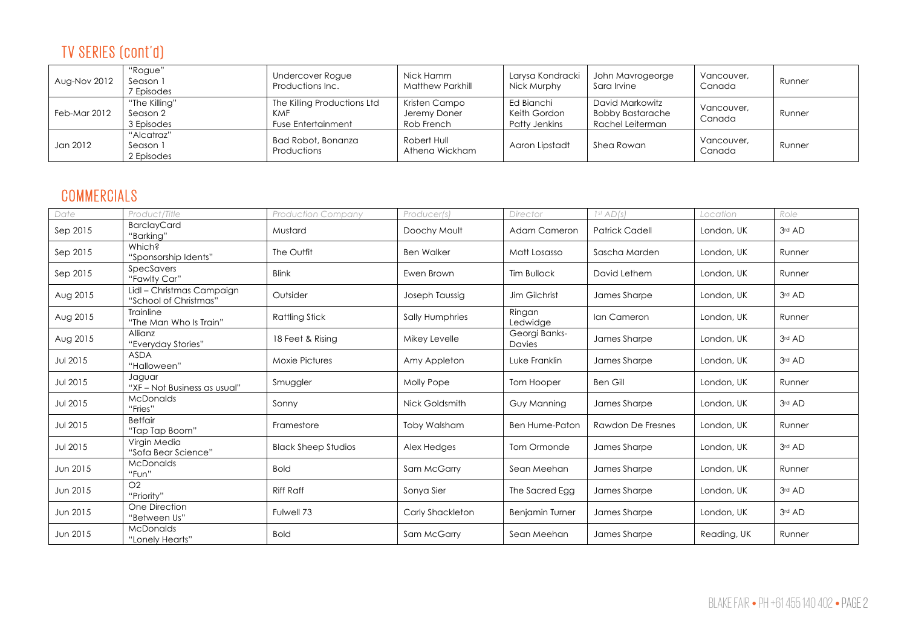## TV SERIES (cont'd)

| | | | | | | | |
|---|---|---|---|---|---|---|---|
| Aug-Nov 2012 | "Rogue" Season 1 7 Episodes | Undercover Rogue Productions Inc. | Nick Hamm Matthew Parkhill | Larysa Kondracki Nick Murphy | John Mavrogeorge Sara Irvine | Vancouver, Canada | Runner |
| Feb-Mar 2012 | "The Killing" Season 2 3 Episodes | The Killing Productions Ltd KMF Fuse Entertainment | Kristen Campo Jeremy Doner Rob French | Ed Bianchi Keith Gordon Patty Jenkins | David Markowitz Bobby Bastarache Rachel Leiterman | Vancouver, Canada | Runner |
| Jan 2012 | "Alcatraz" Season 1 2 Episodes | Bad Robot, Bonanza Productions | Robert Hull Athena Wickham | Aaron Lipstadt | Shea Rowan | Vancouver, Canada | Runner |

## COMMERCIALS

| *Date* | *Product/Title* | *Production Company* | *Producer(s)* | *Director* | *1st AD(s)* | *Location* | *Role* |
|---|---|---|---|---|---|---|---|
| Sep 2015 | BarclayCard "Barking" | Mustard | Doochy Moult | Adam Cameron | Patrick Cadell | London, UK | 3rd AD |
| Sep 2015 | Which? "Sponsorship Idents" | The Outfit | Ben Walker | Matt Losasso | Sascha Marden | London, UK | Runner |
| Sep 2015 | SpecSavers "Fawlty Car" | Blink | Ewen Brown | Tim Bullock | David Lethem | London, UK | Runner |
| Aug 2015 | Lidl – Christmas Campaign "School of Christmas" | Outsider | Joseph Taussig | Jim Gilchrist | James Sharpe | London, UK | 3rd AD |
| Aug 2015 | Trainline "The Man Who Is Train" | Rattling Stick | Sally Humphries | Ringan Ledwidge | Ian Cameron | London, UK | Runner |
| Aug 2015 | Allianz "Everyday Stories" | 18 Feet & Rising | Mikey Levelle | Georgi Banks-Davies | James Sharpe | London, UK | 3rd AD |
| Jul 2015 | ASDA "Halloween" | Moxie Pictures | Amy Appleton | Luke Franklin | James Sharpe | London, UK | 3rd AD |
| Jul 2015 | Jaguar "XF – Not Business as usual" | Smuggler | Molly Pope | Tom Hooper | Ben Gill | London, UK | Runner |
| Jul 2015 | McDonalds "Fries" | Sonny | Nick Goldsmith | Guy Manning | James Sharpe | London, UK | 3rd AD |
| Jul 2015 | Betfair "Tap Tap Boom" | Framestore | Toby Walsham | Ben Hume-Paton | Rawdon De Fresnes | London, UK | Runner |
| Jul 2015 | Virgin Media "Sofa Bear Science" | Black Sheep Studios | Alex Hedges | Tom Ormonde | James Sharpe | London, UK | 3rd AD |
| Jun 2015 | McDonalds "Fun" | Bold | Sam McGarry | Sean Meehan | James Sharpe | London, UK | Runner |
| Jun 2015 | O2 "Priority" | Riff Raff | Sonya Sier | The Sacred Egg | James Sharpe | London, UK | 3rd AD |
| Jun 2015 | One Direction "Between Us" | Fulwell 73 | Carly Shackleton | Benjamin Turner | James Sharpe | London, UK | 3rd AD |
| Jun 2015 | McDonalds "Lonely Hearts" | Bold | Sam McGarry | Sean Meehan | James Sharpe | Reading, UK | Runner |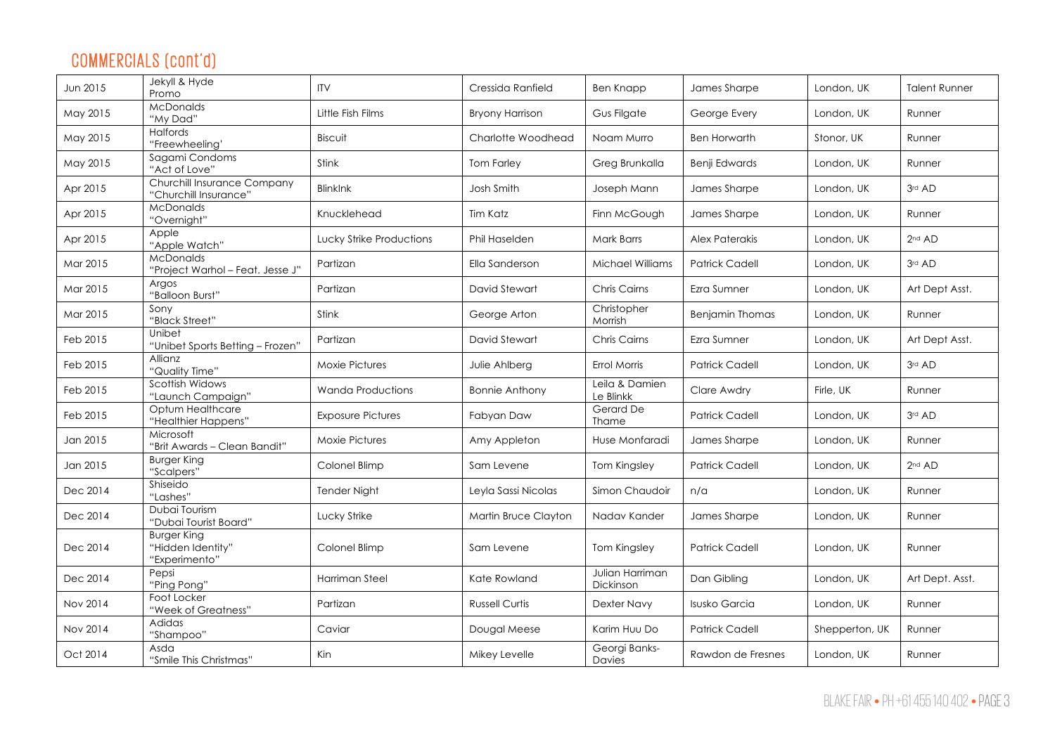## COMMERCIALS (cont'd)

| | | | | | | | |
|---|---|---|---|---|---|---|---|
| Jun 2015 | Jekyll & Hyde Promo | ITV | Cressida Ranfield | Ben Knapp | James Sharpe | London, UK | Talent Runner |
| May 2015 | McDonalds "My Dad" | Little Fish Films | Bryony Harrison | Gus Filgate | George Every | London, UK | Runner |
| May 2015 | Halfords "Freewheeling' | Biscuit | Charlotte Woodhead | Noam Murro | Ben Horwarth | Stonor, UK | Runner |
| May 2015 | Sagami Condoms "Act of Love" | Stink | Tom Farley | Greg Brunkalla | Benji Edwards | London, UK | Runner |
| Apr 2015 | Churchill Insurance Company "Churchill Insurance" | BlinkInk | Josh Smith | Joseph Mann | James Sharpe | London, UK | 3rd AD |
| Apr 2015 | McDonalds "Overnight" | Knucklehead | Tim Katz | Finn McGough | James Sharpe | London, UK | Runner |
| Apr 2015 | Apple "Apple Watch" | Lucky Strike Productions | Phil Haselden | Mark Barrs | Alex Paterakis | London, UK | 2nd AD |
| Mar 2015 | McDonalds "Project Warhol – Feat. Jesse J" | Partizan | Ella Sanderson | Michael Williams | Patrick Cadell | London, UK | 3rd AD |
| Mar 2015 | Argos "Balloon Burst" | Partizan | David Stewart | Chris Cairns | Ezra Sumner | London, UK | Art Dept Asst. |
| Mar 2015 | Sony "Black Street" | Stink | George Arton | Christopher Morrish | Benjamin Thomas | London, UK | Runner |
| Feb 2015 | Unibet "Unibet Sports Betting – Frozen" | Partizan | David Stewart | Chris Cairns | Ezra Sumner | London, UK | Art Dept Asst. |
| Feb 2015 | Allianz "Quality Time" | Moxie Pictures | Julie Ahlberg | Errol Morris | Patrick Cadell | London, UK | 3rd AD |
| Feb 2015 | Scottish Widows "Launch Campaign" | Wanda Productions | Bonnie Anthony | Leila & Damien Le Blinkk | Clare Awdry | Firle, UK | Runner |
| Feb 2015 | Optum Healthcare "Healthier Happens" | Exposure Pictures | Fabyan Daw | Gerard De Thame | Patrick Cadell | London, UK | 3rd AD |
| Jan 2015 | Microsoft "Brit Awards – Clean Bandit" | Moxie Pictures | Amy Appleton | Huse Monfaradi | James Sharpe | London, UK | Runner |
| Jan 2015 | Burger King "Scalpers" | Colonel Blimp | Sam Levene | Tom Kingsley | Patrick Cadell | London, UK | 2nd AD |
| Dec 2014 | Shiseido "Lashes" | Tender Night | Leyla Sassi Nicolas | Simon Chaudoir | n/a | London, UK | Runner |
| Dec 2014 | Dubai Tourism "Dubai Tourist Board" | Lucky Strike | Martin Bruce Clayton | Nadav Kander | James Sharpe | London, UK | Runner |
| Dec 2014 | Burger King "Hidden Identity" "Experimento" | Colonel Blimp | Sam Levene | Tom Kingsley | Patrick Cadell | London, UK | Runner |
| Dec 2014 | Pepsi "Ping Pong" | Harriman Steel | Kate Rowland | Julian Harriman Dickinson | Dan Gibling | London, UK | Art Dept. Asst. |
| Nov 2014 | Foot Locker "Week of Greatness" | Partizan | Russell Curtis | Dexter Navy | Isusko Garcia | London, UK | Runner |
| Nov 2014 | Adidas "Shampoo" | Caviar | Dougal Meese | Karim Huu Do | Patrick Cadell | Shepperton, UK | Runner |
| Oct 2014 | Asda "Smile This Christmas" | Kin | Mikey Levelle | Georgi Banks-Davies | Rawdon de Fresnes | London, UK | Runner |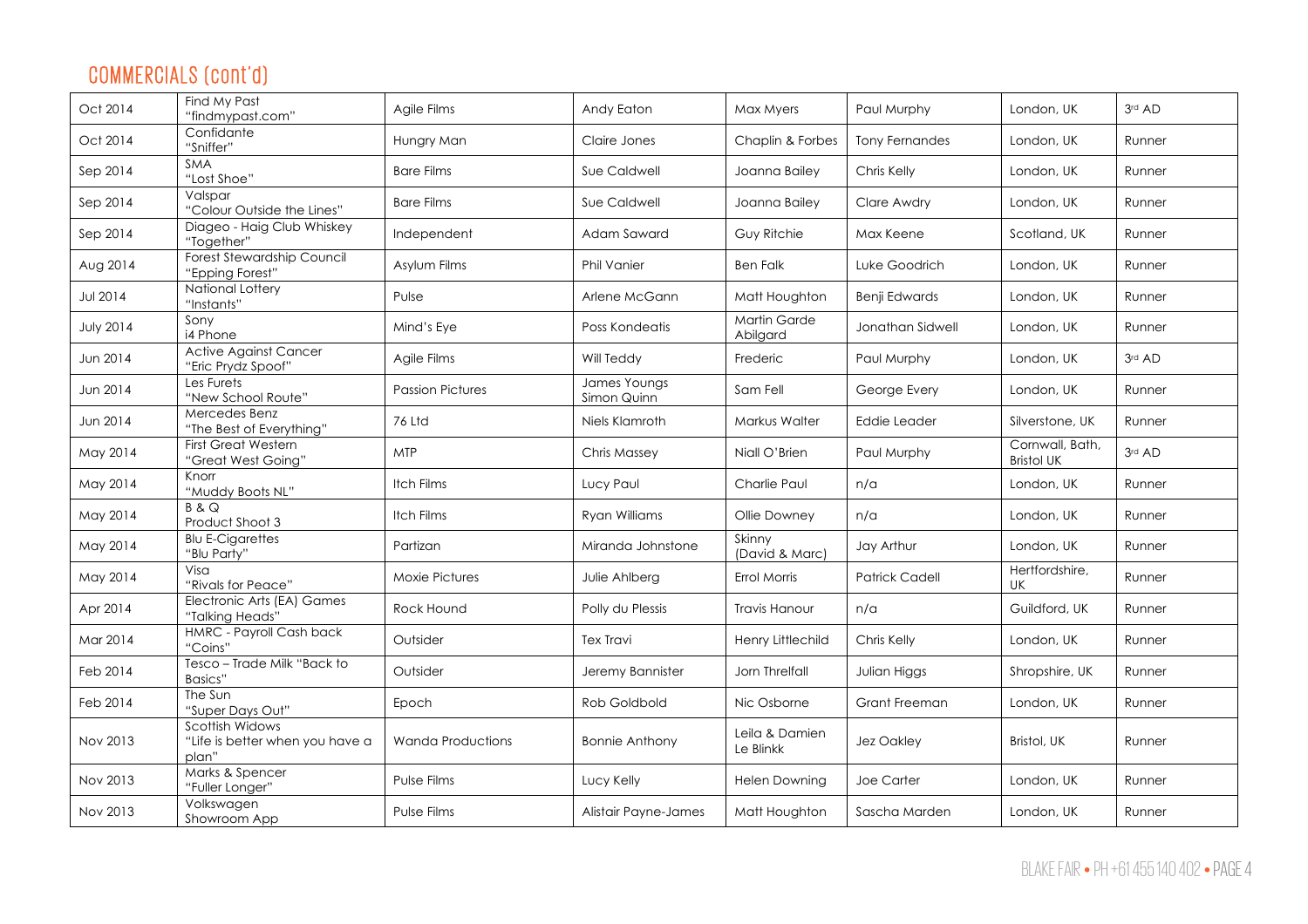## COMMERCIALS (cont'd)

| Oct 2014 | Find My Past "findmypast.com" | Agile Films | Andy Eaton | Max Myers | Paul Murphy | London, UK | 3rd AD |
|---|---|---|---|---|---|---|---|
| Oct 2014 | Confidante "Sniffer" | Hungry Man | Claire Jones | Chaplin & Forbes | Tony Fernandes | London, UK | Runner |
| Sep 2014 | SMA "Lost Shoe" | Bare Films | Sue Caldwell | Joanna Bailey | Chris Kelly | London, UK | Runner |
| Sep 2014 | Valspar "Colour Outside the Lines" | Bare Films | Sue Caldwell | Joanna Bailey | Clare Awdry | London, UK | Runner |
| Sep 2014 | Diageo - Haig Club Whiskey "Together" | Independent | Adam Saward | Guy Ritchie | Max Keene | Scotland, UK | Runner |
| Aug 2014 | Forest Stewardship Council "Epping Forest" | Asylum Films | Phil Vanier | Ben Falk | Luke Goodrich | London, UK | Runner |
| Jul 2014 | National Lottery "Instants" | Pulse | Arlene McGann | Matt Houghton | Benji Edwards | London, UK | Runner |
| July 2014 | Sony i4 Phone | Mind's Eye | Poss Kondeatis | Martin Garde Abilgard | Jonathan Sidwell | London, UK | Runner |
| Jun 2014 | Active Against Cancer "Eric Prydz Spoof" | Agile Films | Will Teddy | Frederic | Paul Murphy | London, UK | 3rd AD |
| Jun 2014 | Les Furets "New School Route" | Passion Pictures | James Youngs Simon Quinn | Sam Fell | George Every | London, UK | Runner |
| Jun 2014 | Mercedes Benz "The Best of Everything" | 76 Ltd | Niels Klamroth | Markus Walter | Eddie Leader | Silverstone, UK | Runner |
| May 2014 | First Great Western "Great West Going" | MTP | Chris Massey | Niall O'Brien | Paul Murphy | Cornwall, Bath, Bristol UK | 3rd AD |
| May 2014 | Knorr "Muddy Boots NL" | Itch Films | Lucy Paul | Charlie Paul | n/a | London, UK | Runner |
| May 2014 | B & Q Product Shoot 3 | Itch Films | Ryan Williams | Ollie Downey | n/a | London, UK | Runner |
| May 2014 | Blu E-Cigarettes "Blu Party" | Partizan | Miranda Johnstone | Skinny (David & Marc) | Jay Arthur | London, UK | Runner |
| May 2014 | Visa "Rivals for Peace" | Moxie Pictures | Julie Ahlberg | Errol Morris | Patrick Cadell | Hertfordshire, UK | Runner |
| Apr 2014 | Electronic Arts (EA) Games "Talking Heads" | Rock Hound | Polly du Plessis | Travis Hanour | n/a | Guildford, UK | Runner |
| Mar 2014 | HMRC - Payroll Cash back "Coins" | Outsider | Tex Travi | Henry Littlechild | Chris Kelly | London, UK | Runner |
| Feb 2014 | Tesco – Trade Milk "Back to Basics" | Outsider | Jeremy Bannister | Jorn Threlfall | Julian Higgs | Shropshire, UK | Runner |
| Feb 2014 | The Sun "Super Days Out" | Epoch | Rob Goldbold | Nic Osborne | Grant Freeman | London, UK | Runner |
| Nov 2013 | Scottish Widows "Life is better when you have a plan" | Wanda Productions | Bonnie Anthony | Leila & Damien Le Blinkk | Jez Oakley | Bristol, UK | Runner |
| Nov 2013 | Marks & Spencer "Fuller Longer" | Pulse Films | Lucy Kelly | Helen Downing | Joe Carter | London, UK | Runner |
| Nov 2013 | Volkswagen Showroom App | Pulse Films | Alistair Payne-James | Matt Houghton | Sascha Marden | London, UK | Runner |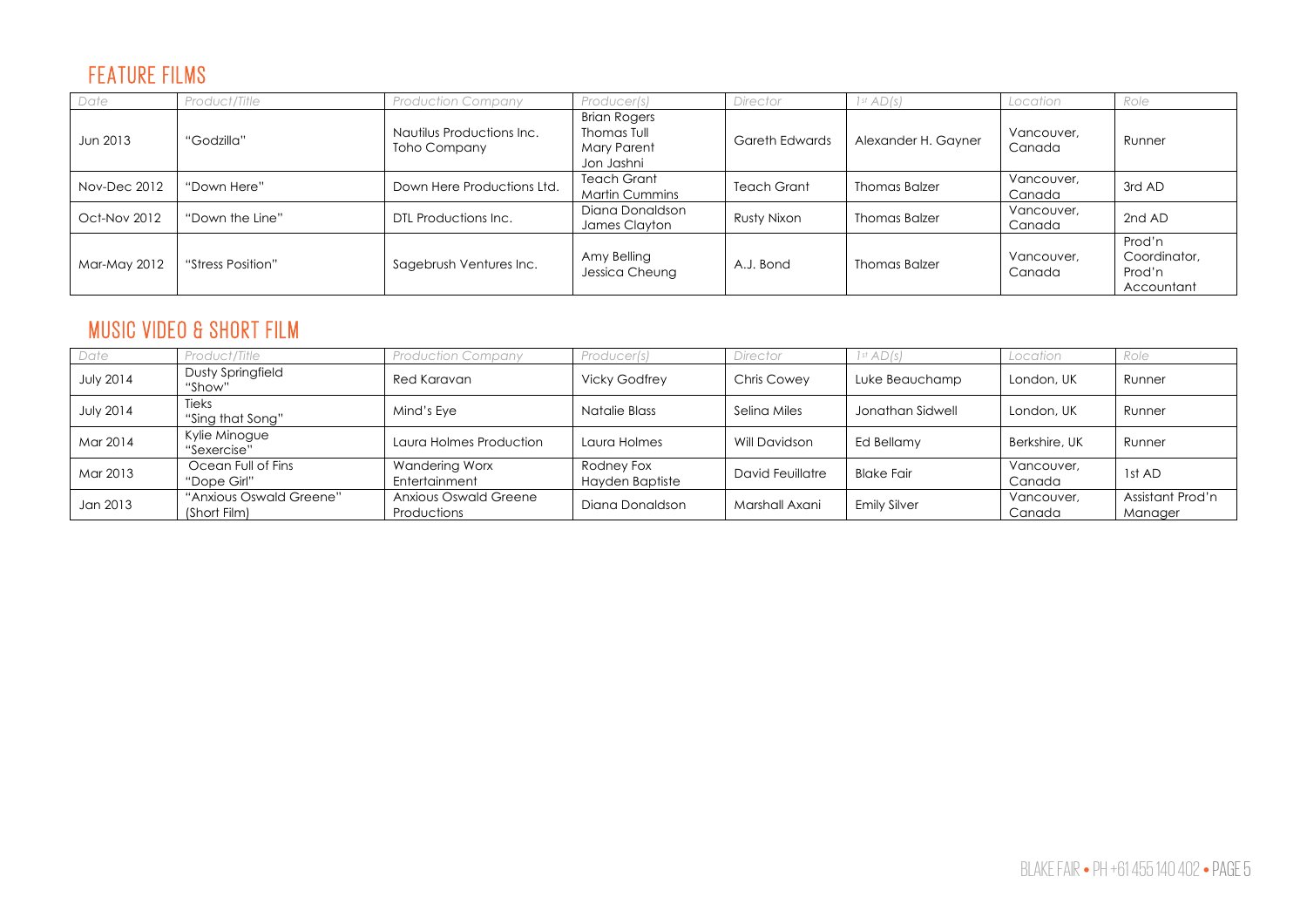## FEATURE FILMS

| Date | Product/Title | Production Company | Producer(s) | Director | 1st AD(s) | Location | Role |
|---|---|---|---|---|---|---|---|
| Jun 2013 | "Godzilla" | Nautilus Productions Inc. Toho Company | Brian Rogers Thomas Tull Mary Parent Jon Jashni | Gareth Edwards | Alexander H. Gayner | Vancouver, Canada | Runner |
| Nov-Dec 2012 | "Down Here" | Down Here Productions Ltd. | Teach Grant Martin Cummins | Teach Grant | Thomas Balzer | Vancouver, Canada | 3rd AD |
| Oct-Nov 2012 | "Down the Line" | DTL Productions Inc. | Diana Donaldson James Clayton | Rusty Nixon | Thomas Balzer | Vancouver, Canada | 2nd AD |
| Mar-May 2012 | "Stress Position" | Sagebrush Ventures Inc. | Amy Belling Jessica Cheung | A.J. Bond | Thomas Balzer | Vancouver, Canada | Prod'n Coordinator, Prod'n Accountant |

## MUSIC VIDEO & SHORT FILM

| Date | Product/Title | Production Company | Producer(s) | Director | 1st AD(s) | Location | Role |
|---|---|---|---|---|---|---|---|
| July 2014 | Dusty Springfield "Show" | Red Karavan | Vicky Godfrey | Chris Cowey | Luke Beauchamp | London, UK | Runner |
| July 2014 | Tieks "Sing that Song" | Mind's Eye | Natalie Blass | Selina Miles | Jonathan Sidwell | London, UK | Runner |
| Mar 2014 | Kylie Minogue "Sexercise" | Laura Holmes Production | Laura Holmes | Will Davidson | Ed Bellamy | Berkshire, UK | Runner |
| Mar 2013 | Ocean Full of Fins "Dope Girl" | Wandering Worx Entertainment | Rodney Fox Hayden Baptiste | David Feuillatre | Blake Fair | Vancouver, Canada | 1st AD |
| Jan 2013 | "Anxious Oswald Greene" (Short Film) | Anxious Oswald Greene Productions | Diana Donaldson | Marshall Axani | Emily Silver | Vancouver, Canada | Assistant Prod'n Manager |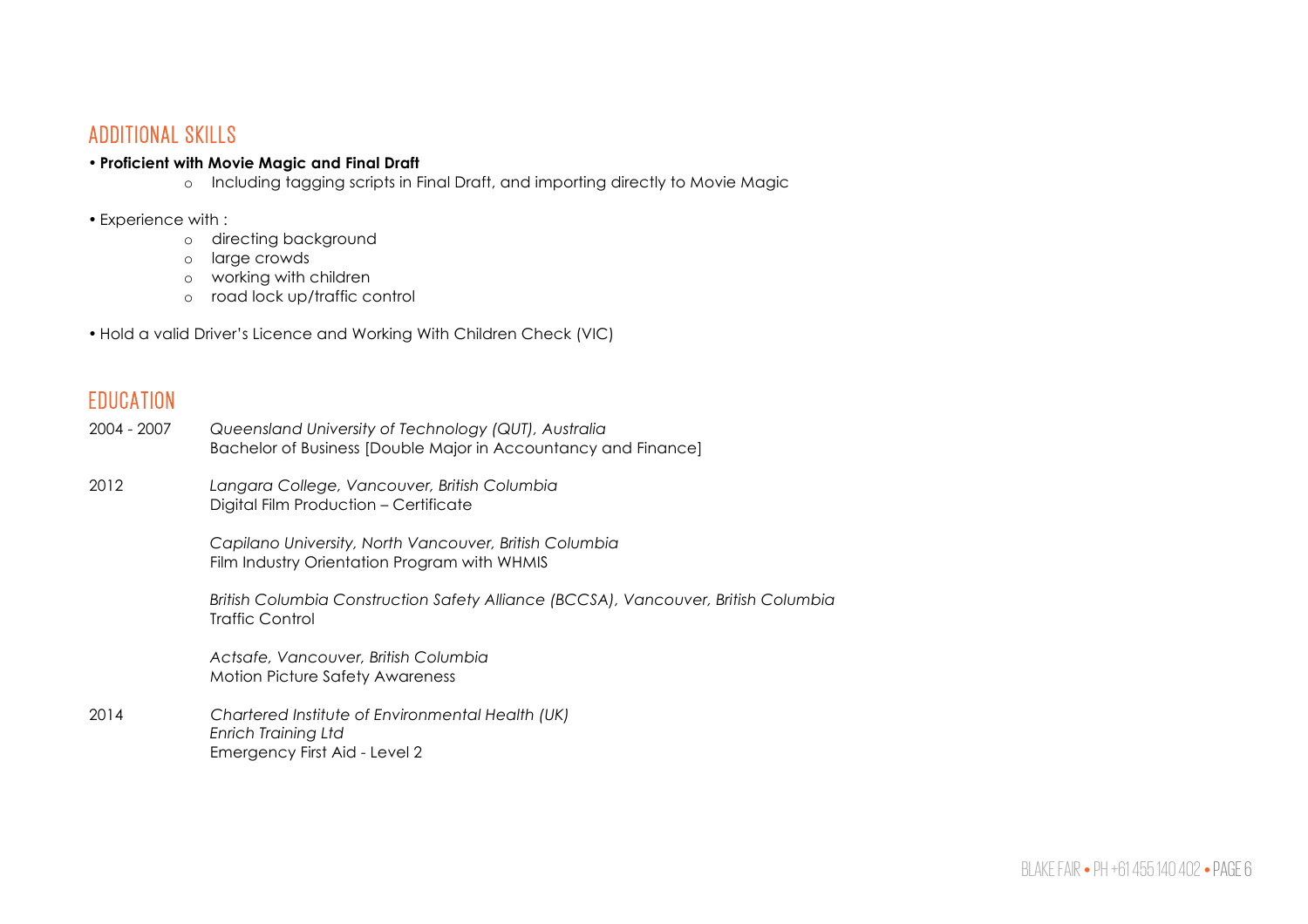## ADDITIONAL SKILLS

- **Proficient with Movie Magic and Final Draft**
  - Including tagging scripts in Final Draft, and importing directly to Movie Magic
- Experience with :
  - directing background
  - large crowds
  - working with children
  - road lock up/traffic control
- Hold a valid Driver's Licence and Working With Children Check (VIC)

## EDUCATION

| | |
|---|---|
| 2004 - 2007 | *Queensland University of Technology (QUT), Australia*<br>Bachelor of Business [Double Major in Accountancy and Finance] |
| 2012 | *Langara College, Vancouver, British Columbia*<br>Digital Film Production – Certificate |
| | *Capilano University, North Vancouver, British Columbia*<br>Film Industry Orientation Program with WHMIS |
| | *British Columbia Construction Safety Alliance (BCCSA), Vancouver, British Columbia*<br>Traffic Control |
| | *Actsafe, Vancouver, British Columbia*<br>Motion Picture Safety Awareness |
| 2014 | *Chartered Institute of Environmental Health (UK)*<br>*Enrich Training Ltd*<br>Emergency First Aid - Level 2 |